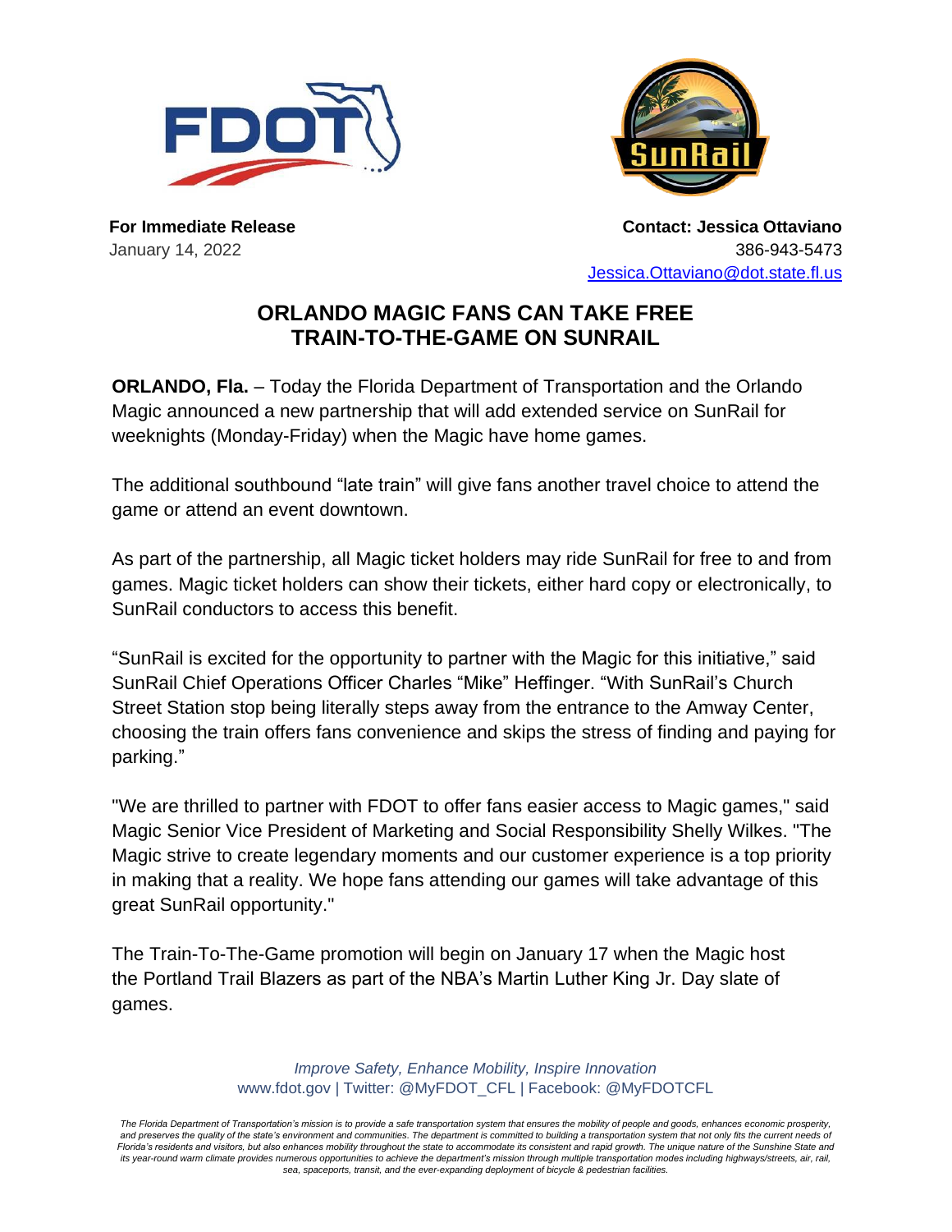**For Immediate Release**
January 14, 2022

**Contact: Jessica Ottaviano**
386-943-5473
Jessica.Ottaviano@dot.state.fl.us

# ORLANDO MAGIC FANS CAN TAKE FREE TRAIN-TO-THE-GAME ON SUNRAIL

**ORLANDO, Fla.** – Today the Florida Department of Transportation and the Orlando Magic announced a new partnership that will add extended service on SunRail for weeknights (Monday-Friday) when the Magic have home games.

The additional southbound "late train" will give fans another travel choice to attend the game or attend an event downtown.

As part of the partnership, all Magic ticket holders may ride SunRail for free to and from games. Magic ticket holders can show their tickets, either hard copy or electronically, to SunRail conductors to access this benefit.

"SunRail is excited for the opportunity to partner with the Magic for this initiative," said SunRail Chief Operations Officer Charles "Mike" Heffinger. "With SunRail's Church Street Station stop being literally steps away from the entrance to the Amway Center, choosing the train offers fans convenience and skips the stress of finding and paying for parking."

"We are thrilled to partner with FDOT to offer fans easier access to Magic games," said Magic Senior Vice President of Marketing and Social Responsibility Shelly Wilkes. "The Magic strive to create legendary moments and our customer experience is a top priority in making that a reality. We hope fans attending our games will take advantage of this great SunRail opportunity."

The Train-To-The-Game promotion will begin on January 17 when the Magic host the Portland Trail Blazers as part of the NBA's Martin Luther King Jr. Day slate of games.

*Improve Safety, Enhance Mobility, Inspire Innovation*
www.fdot.gov | Twitter: @MyFDOT_CFL | Facebook: @MyFDOTCFL

*The Florida Department of Transportation's mission is to provide a safe transportation system that ensures the mobility of people and goods, enhances economic prosperity, and preserves the quality of the state's environment and communities. The department is committed to building a transportation system that not only fits the current needs of Florida's residents and visitors, but also enhances mobility throughout the state to accommodate its consistent and rapid growth. The unique nature of the Sunshine State and its year-round warm climate provides numerous opportunities to achieve the department's mission through multiple transportation modes including highways/streets, air, rail, sea, spaceports, transit, and the ever-expanding deployment of bicycle & pedestrian facilities.*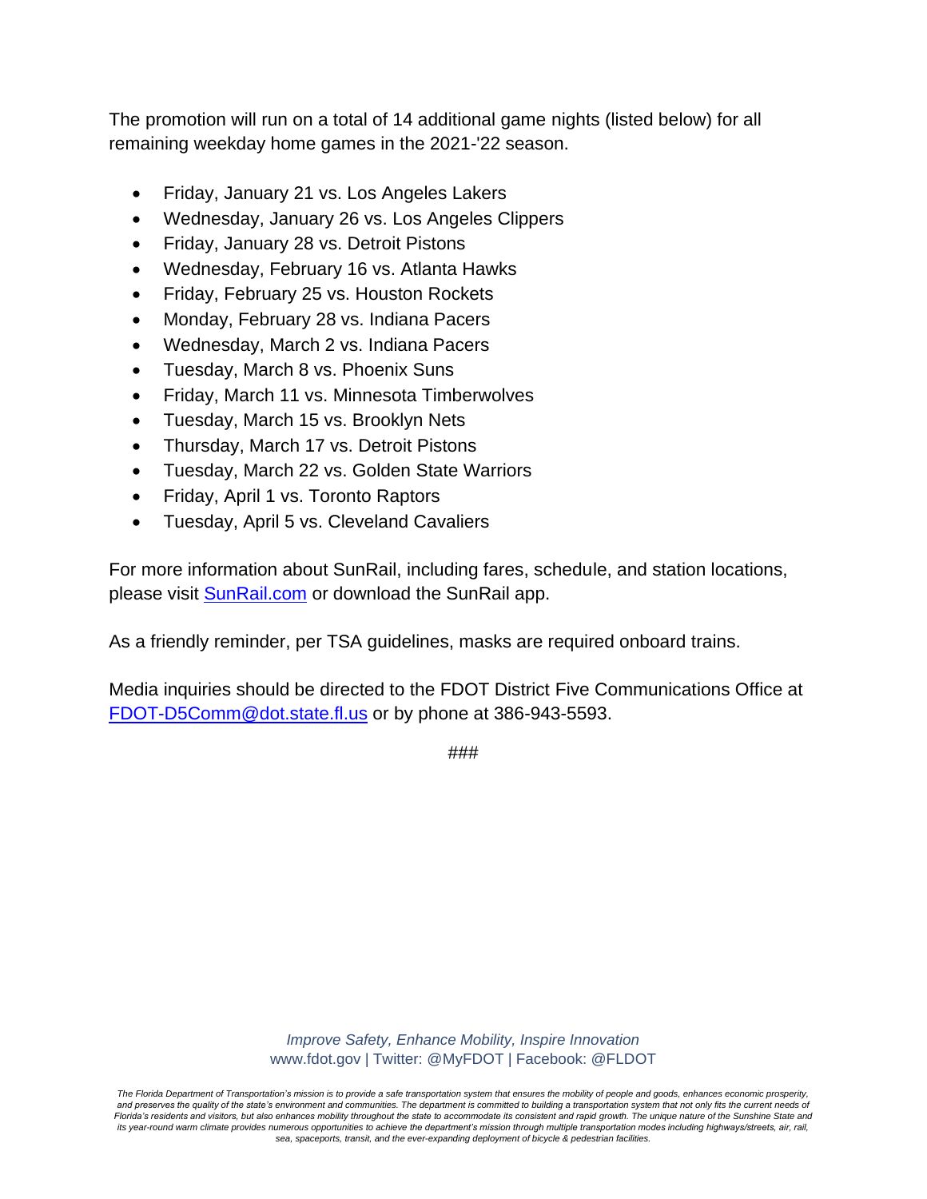The promotion will run on a total of 14 additional game nights (listed below) for all remaining weekday home games in the 2021-'22 season.

- Friday, January 21 vs. Los Angeles Lakers
- Wednesday, January 26 vs. Los Angeles Clippers
- Friday, January 28 vs. Detroit Pistons
- Wednesday, February 16 vs. Atlanta Hawks
- Friday, February 25 vs. Houston Rockets
- Monday, February 28 vs. Indiana Pacers
- Wednesday, March 2 vs. Indiana Pacers
- Tuesday, March 8 vs. Phoenix Suns
- Friday, March 11 vs. Minnesota Timberwolves
- Tuesday, March 15 vs. Brooklyn Nets
- Thursday, March 17 vs. Detroit Pistons
- Tuesday, March 22 vs. Golden State Warriors
- Friday, April 1 vs. Toronto Raptors
- Tuesday, April 5 vs. Cleveland Cavaliers

For more information about SunRail, including fares, schedule, and station locations, please visit [SunRail.com](http://SunRail.com) or download the SunRail app.

As a friendly reminder, per TSA guidelines, masks are required onboard trains.

Media inquiries should be directed to the FDOT District Five Communications Office at [FDOT-D5Comm@dot.state.fl.us](mailto:FDOT-D5Comm@dot.state.fl.us) or by phone at 386-943-5593.

###

*Improve Safety, Enhance Mobility, Inspire Innovation*
www.fdot.gov | Twitter: @MyFDOT | Facebook: @FLDOT

*The Florida Department of Transportation's mission is to provide a safe transportation system that ensures the mobility of people and goods, enhances economic prosperity, and preserves the quality of the state's environment and communities. The department is committed to building a transportation system that not only fits the current needs of Florida's residents and visitors, but also enhances mobility throughout the state to accommodate its consistent and rapid growth. The unique nature of the Sunshine State and its year-round warm climate provides numerous opportunities to achieve the department's mission through multiple transportation modes including highways/streets, air, rail, sea, spaceports, transit, and the ever-expanding deployment of bicycle & pedestrian facilities.*